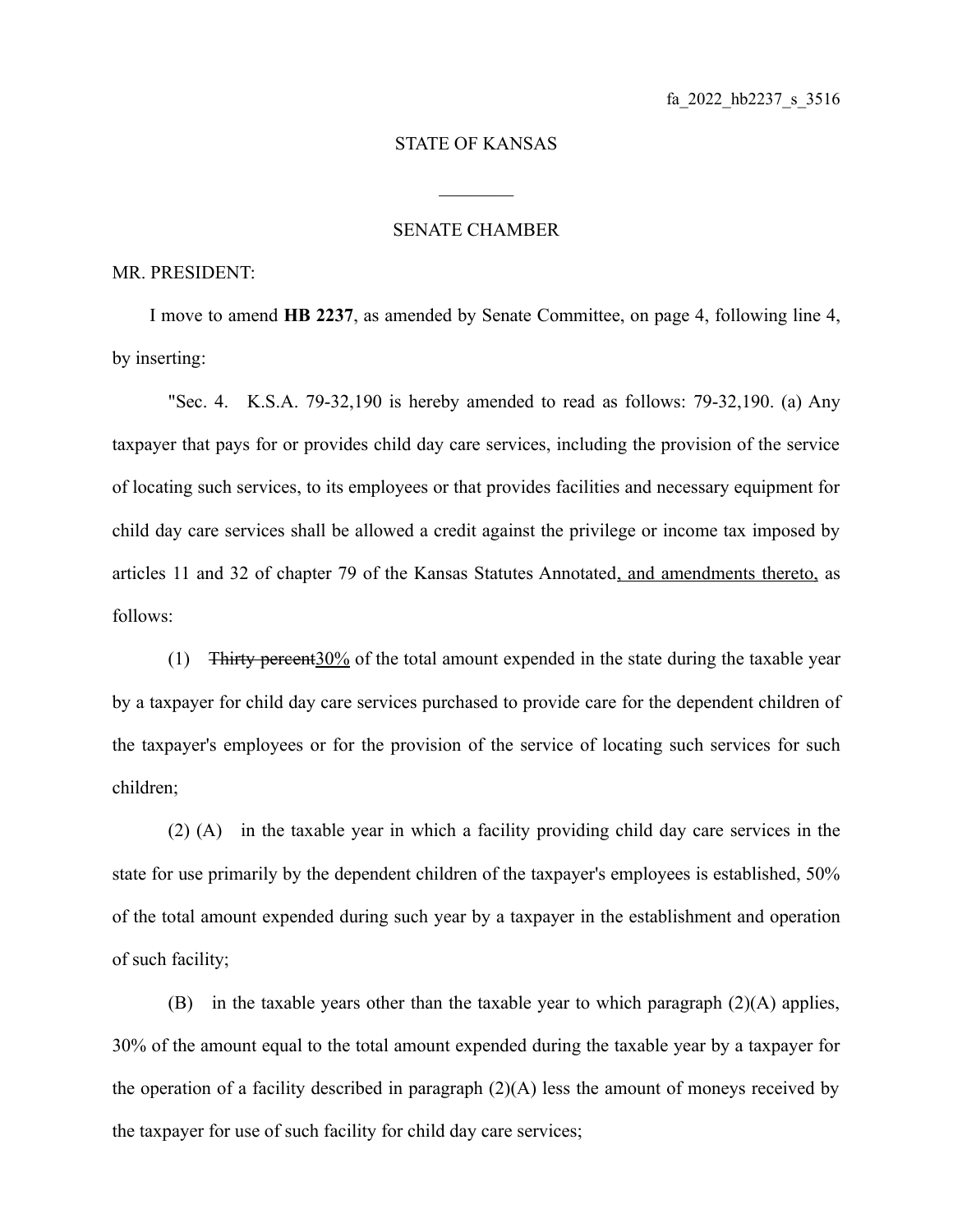fa_2022_hb2237_s_3516

STATE OF KANSAS

________

SENATE CHAMBER

MR. PRESIDENT:

I move to amend **HB 2237**, as amended by Senate Committee, on page 4, following line 4, by inserting:

"Sec. 4. K.S.A. 79-32,190 is hereby amended to read as follows: 79-32,190. (a) Any taxpayer that pays for or provides child day care services, including the provision of the service of locating such services, to its employees or that provides facilities and necessary equipment for child day care services shall be allowed a credit against the privilege or income tax imposed by articles 11 and 32 of chapter 79 of the Kansas Statutes Annotated<u>, and amendments thereto,</u> as follows:

(1) ~~Thirty percent~~<u>30%</u> of the total amount expended in the state during the taxable year by a taxpayer for child day care services purchased to provide care for the dependent children of the taxpayer's employees or for the provision of the service of locating such services for such children;

(2) (A) in the taxable year in which a facility providing child day care services in the state for use primarily by the dependent children of the taxpayer's employees is established, 50% of the total amount expended during such year by a taxpayer in the establishment and operation of such facility;

(B) in the taxable years other than the taxable year to which paragraph (2)(A) applies, 30% of the amount equal to the total amount expended during the taxable year by a taxpayer for the operation of a facility described in paragraph (2)(A) less the amount of moneys received by the taxpayer for use of such facility for child day care services;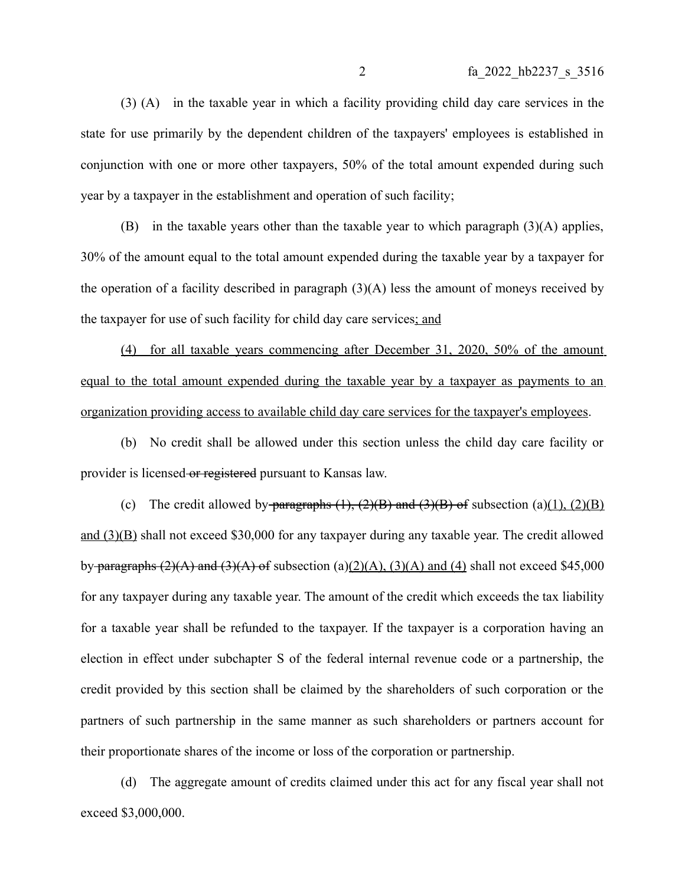(3) (A) in the taxable year in which a facility providing child day care services in the state for use primarily by the dependent children of the taxpayers' employees is established in conjunction with one or more other taxpayers, 50% of the total amount expended during such year by a taxpayer in the establishment and operation of such facility;

(B) in the taxable years other than the taxable year to which paragraph (3)(A) applies, 30% of the amount equal to the total amount expended during the taxable year by a taxpayer for the operation of a facility described in paragraph (3)(A) less the amount of moneys received by the taxpayer for use of such facility for child day care services; and

(4) for all taxable years commencing after December 31, 2020, 50% of the amount equal to the total amount expended during the taxable year by a taxpayer as payments to an organization providing access to available child day care services for the taxpayer's employees.

(b) No credit shall be allowed under this section unless the child day care facility or provider is licensed ~~or registered~~ pursuant to Kansas law.

(c) The credit allowed by ~~paragraphs (1), (2)(B) and (3)(B) of~~ subsection (a)(1), (2)(B) and (3)(B) shall not exceed $30,000 for any taxpayer during any taxable year. The credit allowed by ~~paragraphs (2)(A) and (3)(A) of~~ subsection (a)(2)(A), (3)(A) and (4) shall not exceed $45,000 for any taxpayer during any taxable year. The amount of the credit which exceeds the tax liability for a taxable year shall be refunded to the taxpayer. If the taxpayer is a corporation having an election in effect under subchapter S of the federal internal revenue code or a partnership, the credit provided by this section shall be claimed by the shareholders of such corporation or the partners of such partnership in the same manner as such shareholders or partners account for their proportionate shares of the income or loss of the corporation or partnership.

(d) The aggregate amount of credits claimed under this act for any fiscal year shall not exceed $3,000,000.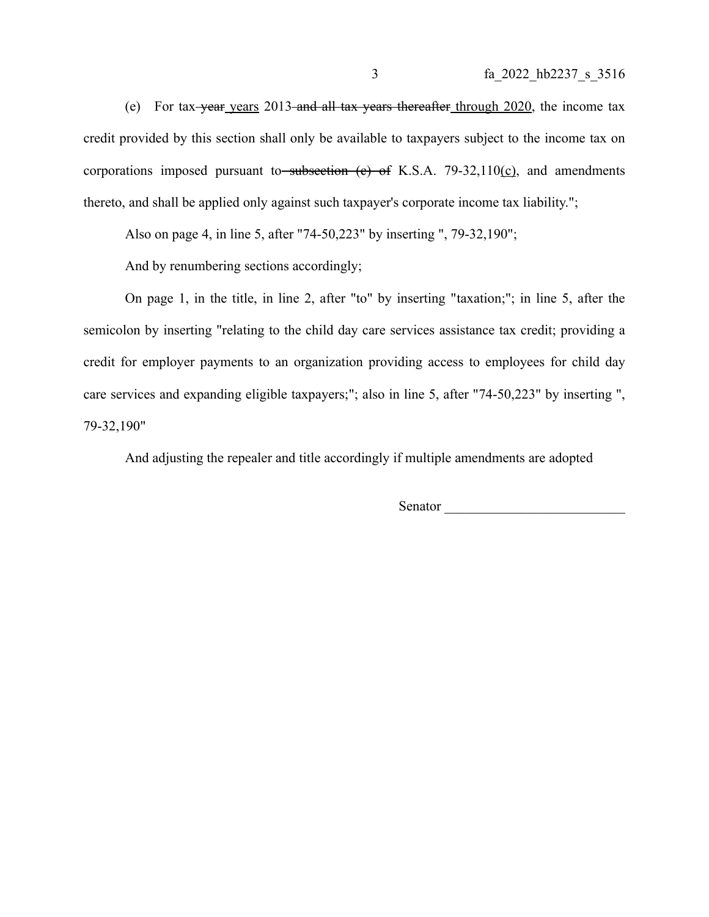(e) For tax ~~year~~ years 2013 ~~and all tax years thereafter~~ through 2020, the income tax credit provided by this section shall only be available to taxpayers subject to the income tax on corporations imposed pursuant to ~~subsection (c) of~~ K.S.A. 79-32,110(c), and amendments thereto, and shall be applied only against such taxpayer's corporate income tax liability.";

Also on page 4, in line 5, after "74-50,223" by inserting ", 79-32,190";

And by renumbering sections accordingly;

On page 1, in the title, in line 2, after "to" by inserting "taxation;"; in line 5, after the semicolon by inserting "relating to the child day care services assistance tax credit; providing a credit for employer payments to an organization providing access to employees for child day care services and expanding eligible taxpayers;"; also in line 5, after "74-50,223" by inserting ", 79-32,190"

And adjusting the repealer and title accordingly if multiple amendments are adopted

Senator ___________________________